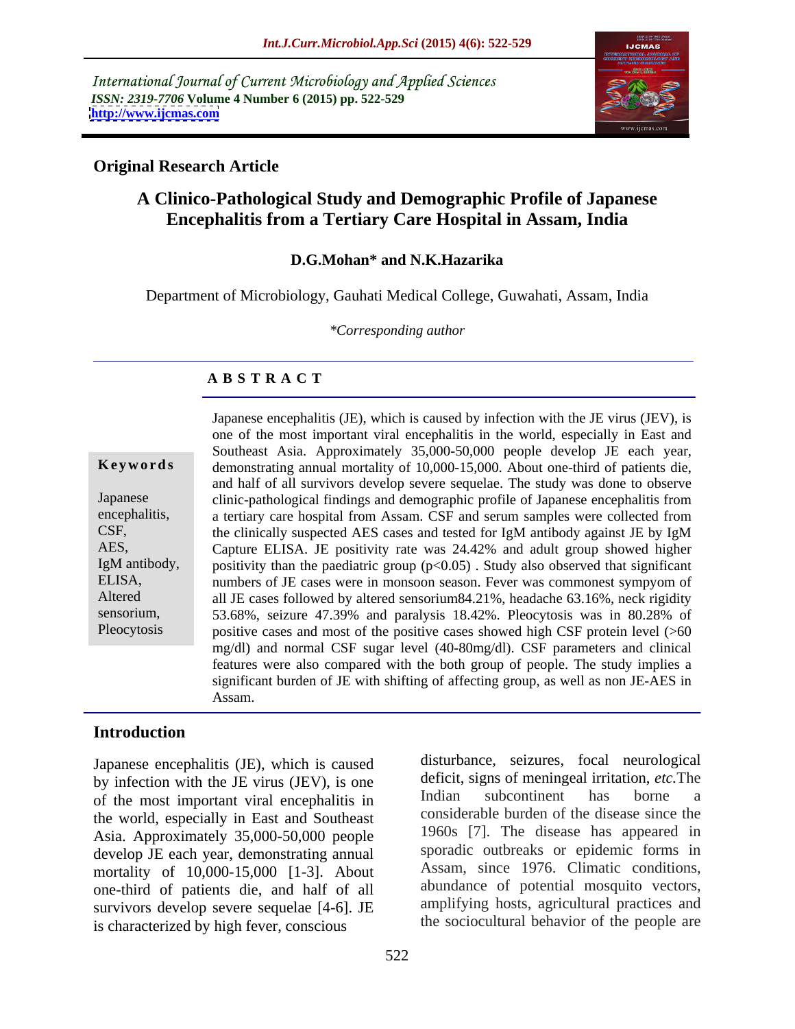International Journal of Current Microbiology and Applied Sciences
*ISSN: 2319-7706* **Volume 4 Number 6 (2015) pp. 522-529**
**http://www.ijcmas.com**

## Original Research Article

# A Clinico-Pathological Study and Demographic Profile of Japanese Encephalitis from a Tertiary Care Hospital in Assam, India

**D.G.Mohan\* and N.K.Hazarika**

Department of Microbiology, Gauhati Medical College, Guwahati, Assam, India

*\*Corresponding author*

### A B S T R A C T

**Keywords**

Japanese encephalitis, CSF, AES, IgM antibody, ELISA, Altered sensorium, Pleocytosis

Japanese encephalitis (JE), which is caused by infection with the JE virus (JEV), is one of the most important viral encephalitis in the world, especially in East and Southeast Asia. Approximately 35,000-50,000 people develop JE each year, demonstrating annual mortality of 10,000-15,000. About one-third of patients die, and half of all survivors develop severe sequelae. The study was done to observe clinic-pathological findings and demographic profile of Japanese encephalitis from a tertiary care hospital from Assam. CSF and serum samples were collected from the clinically suspected AES cases and tested for IgM antibody against JE by IgM Capture ELISA. JE positivity rate was 24.42% and adult group showed higher positivity than the paediatric group ($p<0.05$) . Study also observed that significant numbers of JE cases were in monsoon season. Fever was commonest sympyom of all JE cases followed by altered sensorium84.21%, headache 63.16%, neck rigidity 53.68%, seizure 47.39% and paralysis 18.42%. Pleocytosis was in 80.28% of positive cases and most of the positive cases showed high CSF protein level (>60 mg/dl) and normal CSF sugar level (40-80mg/dl). CSF parameters and clinical features were also compared with the both group of people. The study implies a significant burden of JE with shifting of affecting group, as well as non JE-AES in Assam.

## Introduction

Japanese encephalitis (JE), which is caused by infection with the JE virus (JEV), is one of the most important viral encephalitis in the world, especially in East and Southeast Asia. Approximately 35,000-50,000 people develop JE each year, demonstrating annual mortality of 10,000-15,000 [1-3]. About one-third of patients die, and half of all survivors develop severe sequelae [4-6]. JE is characterized by high fever, conscious disturbance, seizures, focal neurological deficit, signs of meningeal irritation, *etc.*The Indian subcontinent has borne a considerable burden of the disease since the 1960s [7]. The disease has appeared in sporadic outbreaks or epidemic forms in Assam, since 1976. Climatic conditions, abundance of potential mosquito vectors, amplifying hosts, agricultural practices and the sociocultural behavior of the people are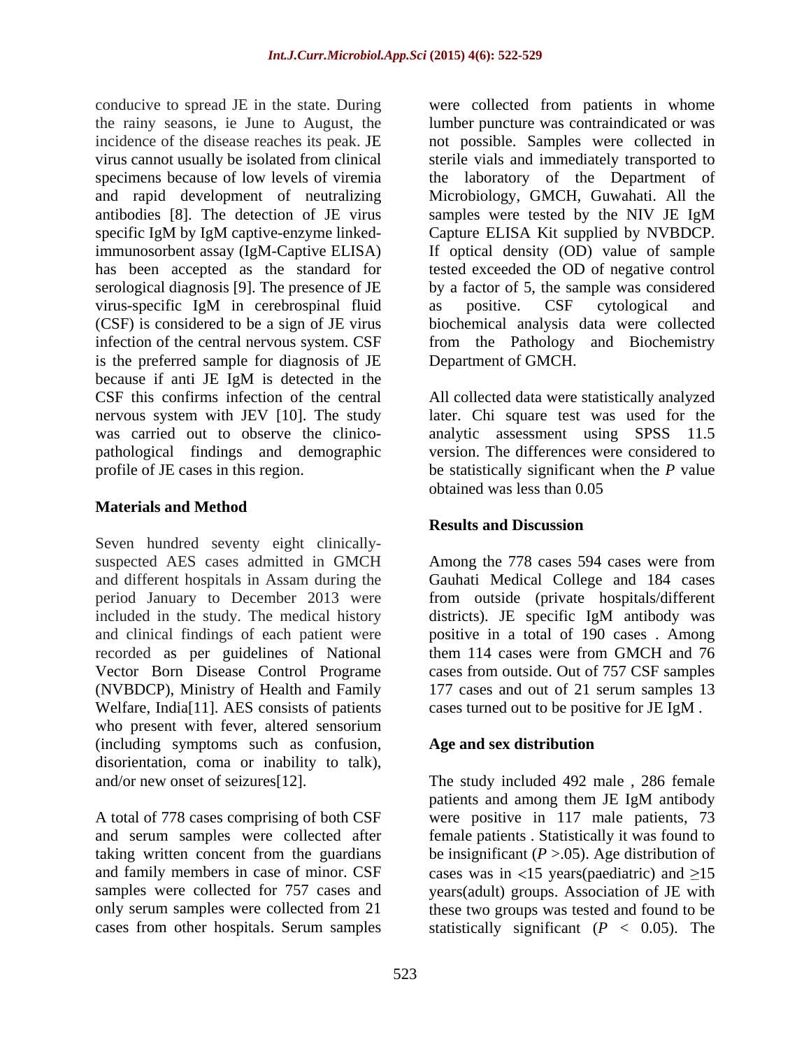conducive to spread JE in the state. During the rainy seasons, ie June to August, the incidence of the disease reaches its peak. JE virus cannot usually be isolated from clinical specimens because of low levels of viremia and rapid development of neutralizing antibodies [8]. The detection of JE virus specific IgM by IgM captive-enzyme linked-immunosorbent assay (IgM-Captive ELISA) has been accepted as the standard for serological diagnosis [9]. The presence of JE virus-specific IgM in cerebrospinal fluid (CSF) is considered to be a sign of JE virus infection of the central nervous system. CSF is the preferred sample for diagnosis of JE because if anti JE IgM is detected in the CSF this confirms infection of the central nervous system with JEV [10]. The study was carried out to observe the clinico-pathological findings and demographic profile of JE cases in this region.

## Materials and Method

Seven hundred seventy eight clinically-suspected AES cases admitted in GMCH and different hospitals in Assam during the period January to December 2013 were included in the study. The medical history and clinical findings of each patient were recorded as per guidelines of National Vector Born Disease Control Programe (NVBDCP), Ministry of Health and Family Welfare, India[11]. AES consists of patients who present with fever, altered sensorium (including symptoms such as confusion, disorientation, coma or inability to talk), and/or new onset of seizures[12].

A total of 778 cases comprising of both CSF and serum samples were collected after taking written concent from the guardians and family members in case of minor. CSF samples were collected for 757 cases and only serum samples were collected from 21 cases from other hospitals. Serum samples were collected from patients in whome lumber puncture was contraindicated or was not possible. Samples were collected in sterile vials and immediately transported to the laboratory of the Department of Microbiology, GMCH, Guwahati. All the samples were tested by the NIV JE IgM Capture ELISA Kit supplied by NVBDCP. If optical density (OD) value of sample tested exceeded the OD of negative control by a factor of 5, the sample was considered as positive. CSF cytological and biochemical analysis data were collected from the Pathology and Biochemistry Department of GMCH.

All collected data were statistically analyzed later. Chi square test was used for the analytic assessment using SPSS 11.5 version. The differences were considered to be statistically significant when the *P* value obtained was less than 0.05

## Results and Discussion

Among the 778 cases 594 cases were from Gauhati Medical College and 184 cases from outside (private hospitals/different districts). JE specific IgM antibody was positive in a total of 190 cases . Among them 114 cases were from GMCH and 76 cases from outside. Out of 757 CSF samples 177 cases and out of 21 serum samples 13 cases turned out to be positive for JE IgM .

### Age and sex distribution

The study included 492 male , 286 female patients and among them JE IgM antibody were positive in 117 male patients, 73 female patients . Statistically it was found to be insignificant ($P > .05$). Age distribution of cases was in <15 years(paediatric) and ≥15 years(adult) groups. Association of JE with these two groups was tested and found to be statistically significant ($P < 0.05$). The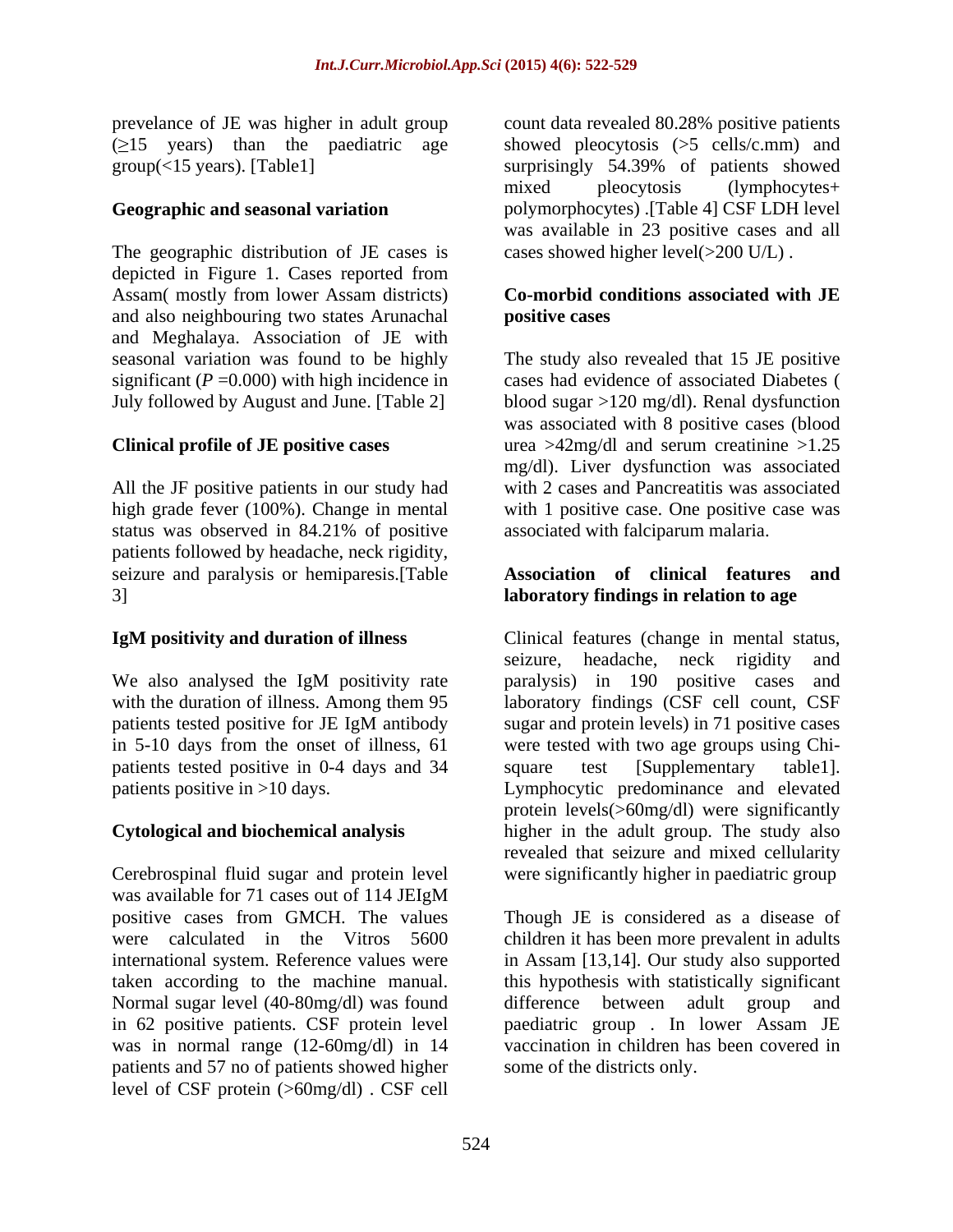prevelance of JE was higher in adult group (≥15 years) than the paediatric age group(<15 years). [Table1]

**Geographic and seasonal variation**

The geographic distribution of JE cases is depicted in Figure 1. Cases reported from Assam( mostly from lower Assam districts) and also neighbouring two states Arunachal and Meghalaya. Association of JE with seasonal variation was found to be highly significant (*P* =0.000) with high incidence in July followed by August and June. [Table 2]

**Clinical profile of JE positive cases**

All the JF positive patients in our study had high grade fever (100%). Change in mental status was observed in 84.21% of positive patients followed by headache, neck rigidity, seizure and paralysis or hemiparesis.[Table 3]

**IgM positivity and duration of illness**

We also analysed the IgM positivity rate with the duration of illness. Among them 95 patients tested positive for JE IgM antibody in 5-10 days from the onset of illness, 61 patients tested positive in 0-4 days and 34 patients positive in >10 days.

**Cytological and biochemical analysis**

Cerebrospinal fluid sugar and protein level was available for 71 cases out of 114 JEIgM positive cases from GMCH. The values were calculated in the Vitros 5600 international system. Reference values were taken according to the machine manual. Normal sugar level (40-80mg/dl) was found in 62 positive patients. CSF protein level was in normal range (12-60mg/dl) in 14 patients and 57 no of patients showed higher level of CSF protein (>60mg/dl) . CSF cell count data revealed 80.28% positive patients showed pleocytosis (>5 cells/c.mm) and surprisingly 54.39% of patients showed mixed pleocytosis (lymphocytes+ polymorphocytes) .[Table 4] CSF LDH level was available in 23 positive cases and all cases showed higher level(>200 U/L) .

**Co-morbid conditions associated with JE positive cases**

The study also revealed that 15 JE positive cases had evidence of associated Diabetes ( blood sugar >120 mg/dl). Renal dysfunction was associated with 8 positive cases (blood urea >42mg/dl and serum creatinine >1.25 mg/dl). Liver dysfunction was associated with 2 cases and Pancreatitis was associated with 1 positive case. One positive case was associated with falciparum malaria.

**Association of clinical features and laboratory findings in relation to age**

Clinical features (change in mental status, seizure, headache, neck rigidity and paralysis) in 190 positive cases and laboratory findings (CSF cell count, CSF sugar and protein levels) in 71 positive cases were tested with two age groups using Chi-square test [Supplementary table1]. Lymphocytic predominance and elevated protein levels(>60mg/dl) were significantly higher in the adult group. The study also revealed that seizure and mixed cellularity were significantly higher in paediatric group

Though JE is considered as a disease of children it has been more prevalent in adults in Assam [13,14]. Our study also supported this hypothesis with statistically significant difference between adult group and paediatric group . In lower Assam JE vaccination in children has been covered in some of the districts only.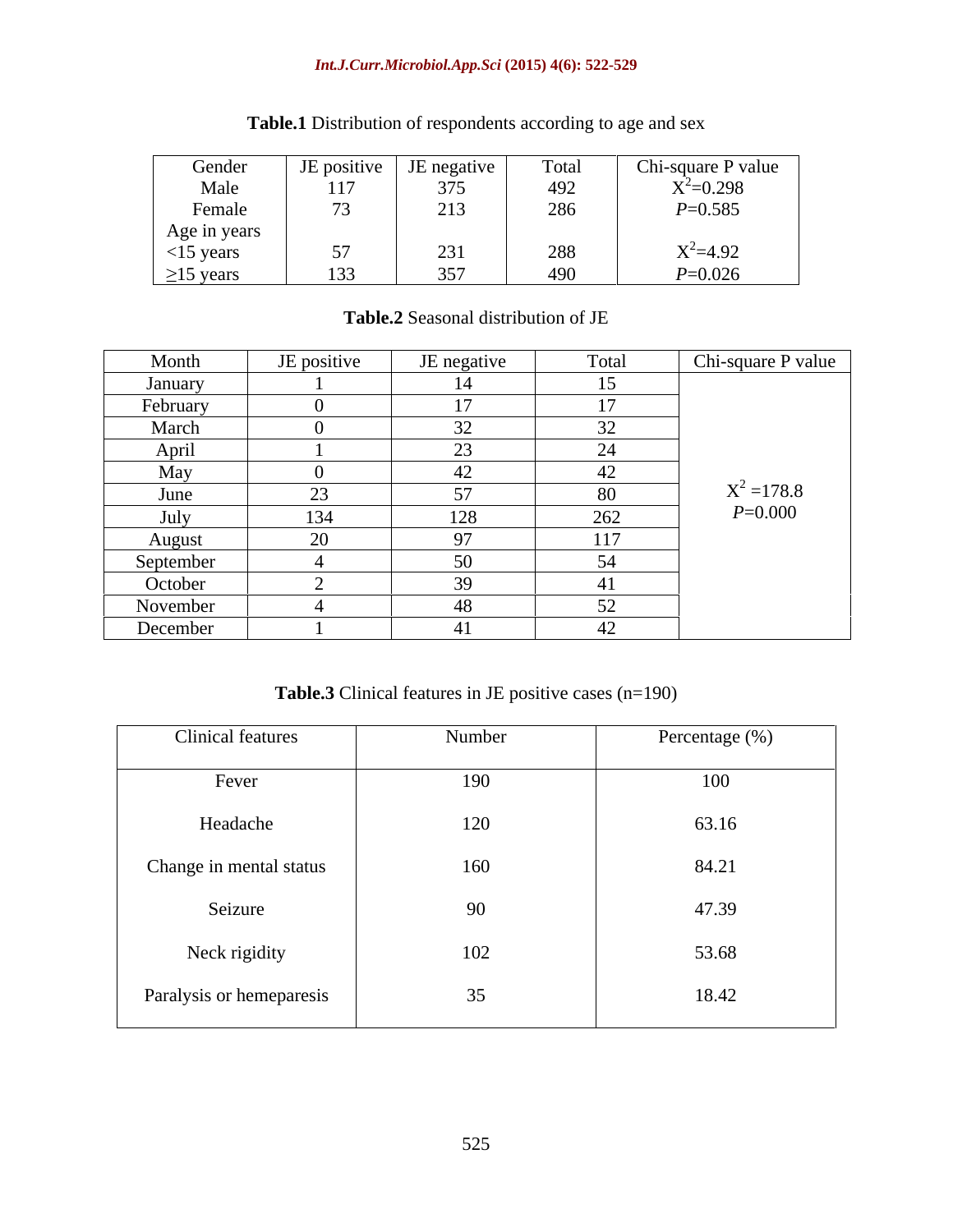**Table.1** Distribution of respondents according to age and sex

| Gender | JE positive | JE negative | Total | Chi-square P value |
|---|---|---|---|---|
| Male | 117 | 375 | 492 | $X^2$=0.298 |
| Female | 73 | 213 | 286 | *P*=0.585 |
| Age in years | | | | |
| <15 years | 57 | 231 | 288 | $X^2$=4.92 |
| ≥15 years | 133 | 357 | 490 | *P*=0.026 |

**Table.2** Seasonal distribution of JE

| Month | JE positive | JE negative | Total | Chi-square P value |
|---|---|---|---|---|
| January | 1 | 14 | 15 | $X^2$ =178.8 *P*=0.000 |
| February | 0 | 17 | 17 | |
| March | 0 | 32 | 32 | |
| April | 1 | 23 | 24 | |
| May | 0 | 42 | 42 | |
| June | 23 | 57 | 80 | |
| July | 134 | 128 | 262 | |
| August | 20 | 97 | 117 | |
| September | 4 | 50 | 54 | |
| October | 2 | 39 | 41 | |
| November | 4 | 48 | 52 | |
| December | 1 | 41 | 42 | |

**Table.3** Clinical features in JE positive cases (n=190)

| Clinical features | Number | Percentage (%) |
|---|---|---|
| Fever | 190 | 100 |
| Headache | 120 | 63.16 |
| Change in mental status | 160 | 84.21 |
| Seizure | 90 | 47.39 |
| Neck rigidity | 102 | 53.68 |
| Paralysis or hemeparesis | 35 | 18.42 |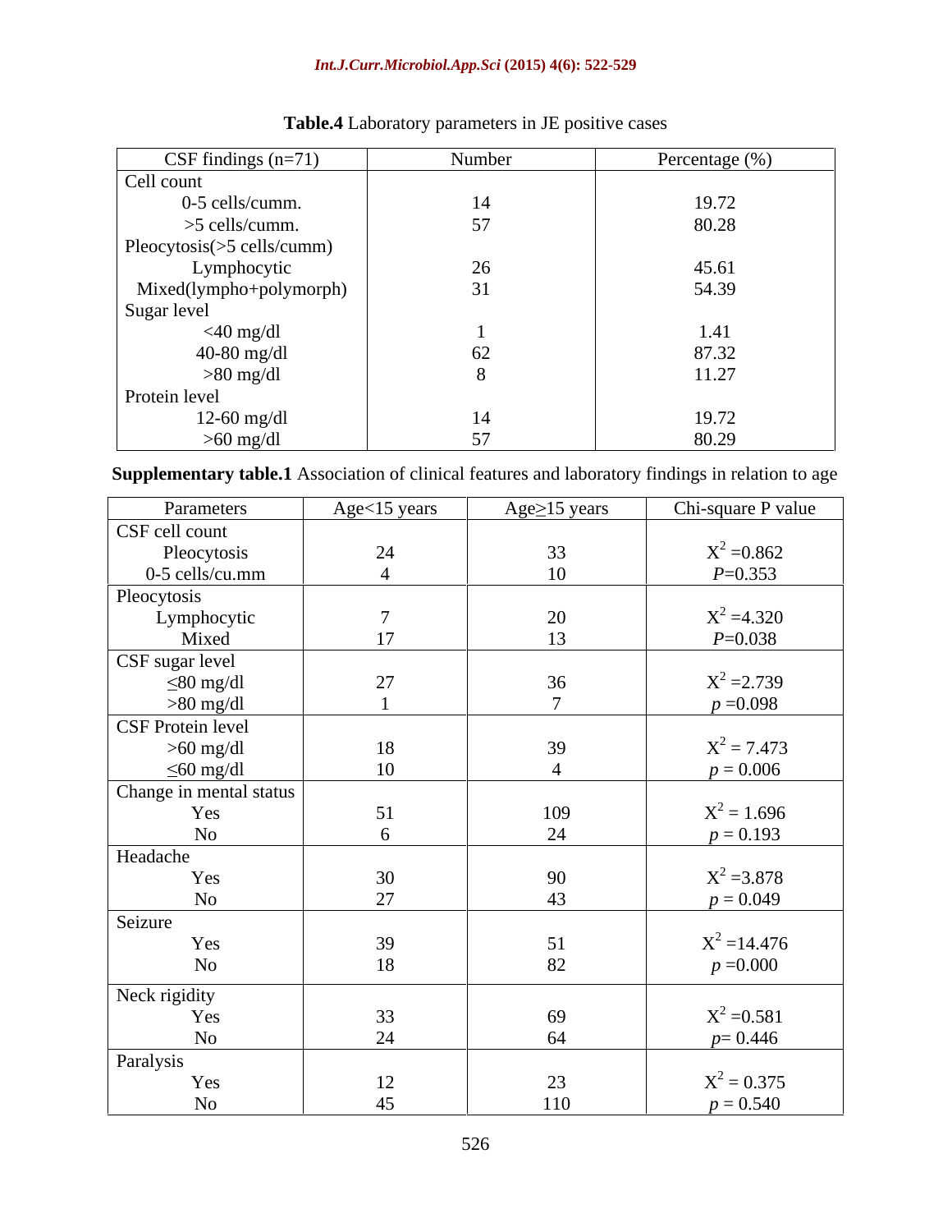**Table.4** Laboratory parameters in JE positive cases

| CSF findings (n=71) | Number | Percentage (%) |
|---|---|---|
| Cell count | | |
| 0-5 cells/cumm. | 14 | 19.72 |
| >5 cells/cumm. | 57 | 80.28 |
| Pleocytosis(>5 cells/cumm) | | |
| Lymphocytic | 26 | 45.61 |
| Mixed(lympho+polymorph) | 31 | 54.39 |
| Sugar level | | |
| <40 mg/dl | 1 | 1.41 |
| 40-80 mg/dl | 62 | 87.32 |
| >80 mg/dl | 8 | 11.27 |
| Protein level | | |
| 12-60 mg/dl | 14 | 19.72 |
| >60 mg/dl | 57 | 80.29 |

**Supplementary table.1** Association of clinical features and laboratory findings in relation to age

| Parameters | Age<15 years | Age≥15 years | Chi-square P value |
|---|---|---|---|
| CSF cell count | | | |
| Pleocytosis | 24 | 33 | $X^2$ =0.862 |
| 0-5 cells/cu.mm | 4 | 10 | *P*=0.353 |
| Pleocytosis | | | |
| Lymphocytic | 7 | 20 | $X^2$ =4.320 |
| Mixed | 17 | 13 | *P*=0.038 |
| CSF sugar level | | | |
| ≤80 mg/dl | 27 | 36 | $X^2$ =2.739 |
| >80 mg/dl | 1 | 7 | *p* =0.098 |
| CSF Protein level | | | |
| >60 mg/dl | 18 | 39 | $X^2$ = 7.473 |
| ≤60 mg/dl | 10 | 4 | *p* = 0.006 |
| Change in mental status | | | |
| Yes | 51 | 109 | $X^2$ = 1.696 |
| No | 6 | 24 | *p* = 0.193 |
| Headache | | | |
| Yes | 30 | 90 | $X^2$ =3.878 |
| No | 27 | 43 | *p* = 0.049 |
| Seizure | | | |
| Yes | 39 | 51 | $X^2$ =14.476 |
| No | 18 | 82 | *p* =0.000 |
| Neck rigidity | | | |
| Yes | 33 | 69 | $X^2$ =0.581 |
| No | 24 | 64 | *p*= 0.446 |
| Paralysis | | | |
| Yes | 12 | 23 | $X^2$ = 0.375 |
| No | 45 | 110 | *p* = 0.540 |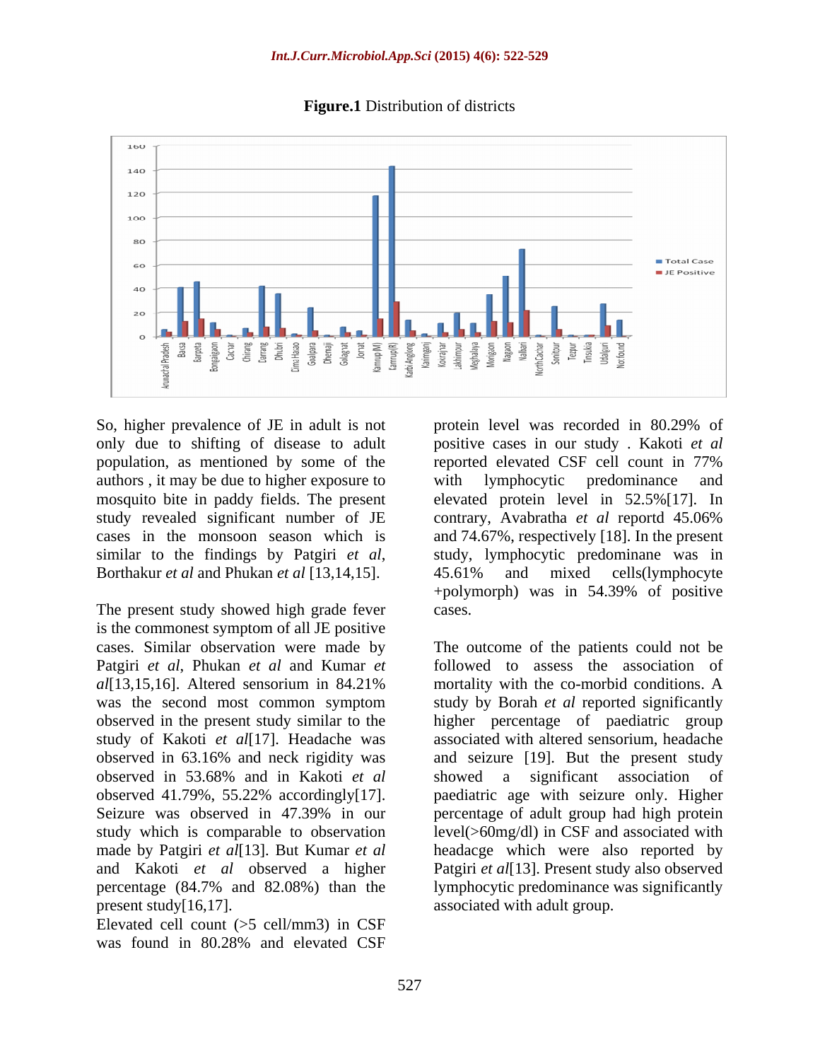**Figure.1** Distribution of districts

So, higher prevalence of JE in adult is not only due to shifting of disease to adult population, as mentioned by some of the authors , it may be due to higher exposure to mosquito bite in paddy fields. The present study revealed significant number of JE cases in the monsoon season which is similar to the findings by Patgiri *et al*, Borthakur *et al* and Phukan *et al* [13,14,15].

The present study showed high grade fever is the commonest symptom of all JE positive cases. Similar observation were made by Patgiri *et al*, Phukan *et al* and Kumar *et al*[13,15,16]. Altered sensorium in 84.21% was the second most common symptom observed in the present study similar to the study of Kakoti *et al*[17]. Headache was observed in 63.16% and neck rigidity was observed in 53.68% and in Kakoti *et al* observed 41.79%, 55.22% accordingly[17]. Seizure was observed in 47.39% in our study which is comparable to observation made by Patgiri *et al*[13]. But Kumar *et al* and Kakoti *et al* observed a higher percentage (84.7% and 82.08%) than the present study[16,17].

Elevated cell count (>5 cell/mm3) in CSF was found in 80.28% and elevated CSF protein level was recorded in 80.29% of positive cases in our study . Kakoti *et al* reported elevated CSF cell count in 77% with lymphocytic predominance and elevated protein level in 52.5%[17]. In contrary, Avabratha *et al* reportd 45.06% and 74.67%, respectively [18]. In the present study, lymphocytic predominane was in 45.61% and mixed cells(lymphocyte +polymorph) was in 54.39% of positive cases.

The outcome of the patients could not be followed to assess the association of mortality with the co-morbid conditions. A study by Borah *et al* reported significantly higher percentage of paediatric group associated with altered sensorium, headache and seizure [19]. But the present study showed a significant association of paediatric age with seizure only. Higher percentage of adult group had high protein level(>60mg/dl) in CSF and associated with headacge which were also reported by Patgiri *et al*[13]. Present study also observed lymphocytic predominance was significantly associated with adult group.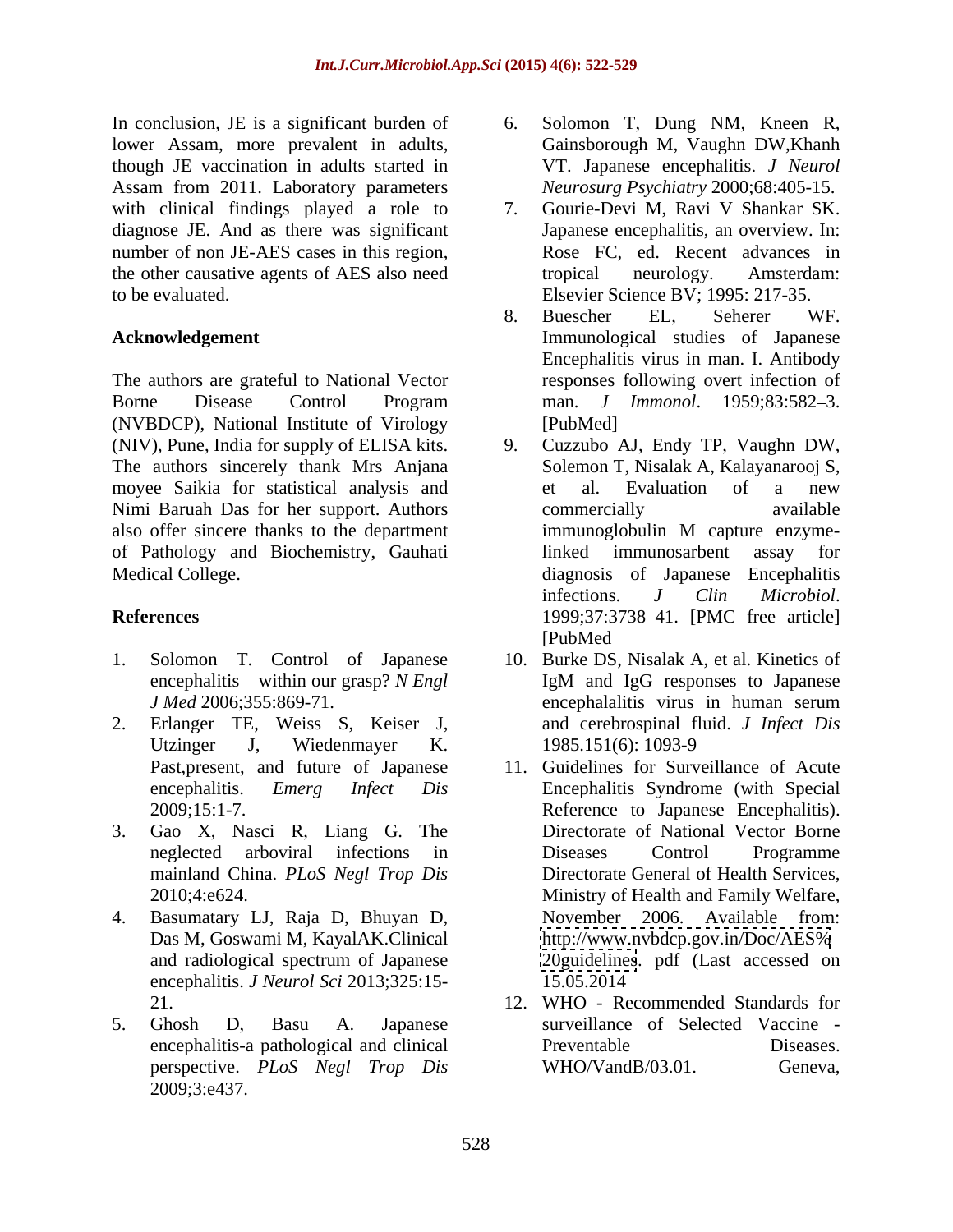In conclusion, JE is a significant burden of lower Assam, more prevalent in adults, though JE vaccination in adults started in Assam from 2011. Laboratory parameters with clinical findings played a role to diagnose JE. And as there was significant number of non JE-AES cases in this region, the other causative agents of AES also need to be evaluated.

## Acknowledgement

The authors are grateful to National Vector Borne Disease Control Program (NVBDCP), National Institute of Virology (NIV), Pune, India for supply of ELISA kits. The authors sincerely thank Mrs Anjana moyee Saikia for statistical analysis and Nimi Baruah Das for her support. Authors also offer sincere thanks to the department of Pathology and Biochemistry, Gauhati Medical College.

## References

1. Solomon T. Control of Japanese encephalitis – within our grasp? *N Engl J Med* 2006;355:869-71.
2. Erlanger TE, Weiss S, Keiser J, Utzinger J, Wiedenmayer K. Past,present, and future of Japanese encephalitis. *Emerg Infect Dis* 2009;15:1-7.
3. Gao X, Nasci R, Liang G. The neglected arboviral infections in mainland China. *PLoS Negl Trop Dis* 2010;4:e624.
4. Basumatary LJ, Raja D, Bhuyan D, Das M, Goswami M, KayalAK.Clinical and radiological spectrum of Japanese encephalitis. *J Neurol Sci* 2013;325:15-21.
5. Ghosh D, Basu A. Japanese encephalitis-a pathological and clinical perspective. *PLoS Negl Trop Dis* 2009;3:e437.
6. Solomon T, Dung NM, Kneen R, Gainsborough M, Vaughn DW,Khanh VT. Japanese encephalitis. *J Neurol Neurosurg Psychiatry* 2000;68:405-15.
7. Gourie-Devi M, Ravi V Shankar SK. Japanese encephalitis, an overview. In: Rose FC, ed. Recent advances in tropical neurology. Amsterdam: Elsevier Science BV; 1995: 217-35.
8. Buescher EL, Seherer WF. Immunological studies of Japanese Encephalitis virus in man. I. Antibody responses following overt infection of man. *J Immonol*. 1959;83:582–3. [PubMed]
9. Cuzzubo AJ, Endy TP, Vaughn DW, Solemon T, Nisalak A, Kalayanarooj S, et al. Evaluation of a new commercially available immunoglobulin M capture enzyme-linked immunosarbent assay for diagnosis of Japanese Encephalitis infections. *J Clin Microbiol*. 1999;37:3738–41. [PMC free article] [PubMed
10. Burke DS, Nisalak A, et al. Kinetics of IgM and IgG responses to Japanese encephalalitis virus in human serum and cerebrospinal fluid. *J Infect Dis* 1985.151(6): 1093-9
11. Guidelines for Surveillance of Acute Encephalitis Syndrome (with Special Reference to Japanese Encephalitis). Directorate of National Vector Borne Diseases Control Programme Directorate General of Health Services, Ministry of Health and Family Welfare, November 2006. Available from: http://www.nvbdcp.gov.in/Doc/AES%20guidelines. pdf (Last accessed on 15.05.2014
12. WHO - Recommended Standards for surveillance of Selected Vaccine - Preventable Diseases. WHO/VandB/03.01. Geneva,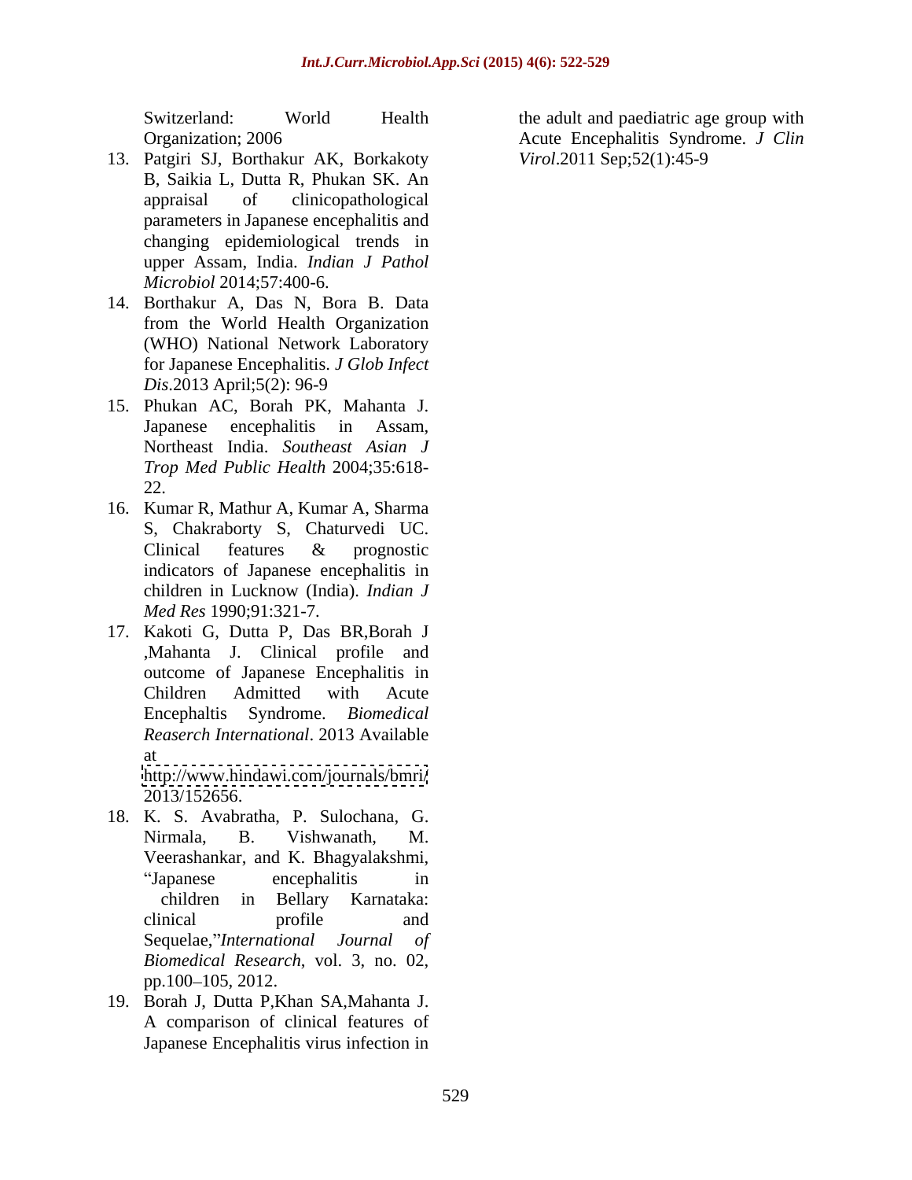Switzerland: World Health Organization; 2006

13. Patgiri SJ, Borthakur AK, Borkakoty B, Saikia L, Dutta R, Phukan SK. An appraisal of clinicopathological parameters in Japanese encephalitis and changing epidemiological trends in upper Assam, India. *Indian J Pathol Microbiol* 2014;57:400-6.
14. Borthakur A, Das N, Bora B. Data from the World Health Organization (WHO) National Network Laboratory for Japanese Encephalitis. *J Glob Infect Dis*.2013 April;5(2): 96-9
15. Phukan AC, Borah PK, Mahanta J. Japanese encephalitis in Assam, Northeast India. *Southeast Asian J Trop Med Public Health* 2004;35:618-22.
16. Kumar R, Mathur A, Kumar A, Sharma S, Chakraborty S, Chaturvedi UC. Clinical features & prognostic indicators of Japanese encephalitis in children in Lucknow (India). *Indian J Med Res* 1990;91:321-7.
17. Kakoti G, Dutta P, Das BR,Borah J ,Mahanta J. Clinical profile and outcome of Japanese Encephalitis in Children Admitted with Acute Encephaltis Syndrome. *Biomedical Reaserch International*. 2013 Available at http://www.hindawi.com/journals/bmri/2013/152656.
18. K. S. Avabratha, P. Sulochana, G. Nirmala, B. Vishwanath, M. Veerashankar, and K. Bhagyalakshmi, "Japanese encephalitis in children in Bellary Karnataka: clinical profile and Sequelae,"*International Journal of Biomedical Research*, vol. 3, no. 02, pp.100–105, 2012.
19. Borah J, Dutta P,Khan SA,Mahanta J. A comparison of clinical features of Japanese Encephalitis virus infection in the adult and paediatric age group with Acute Encephalitis Syndrome. *J Clin Virol*.2011 Sep;52(1):45-9